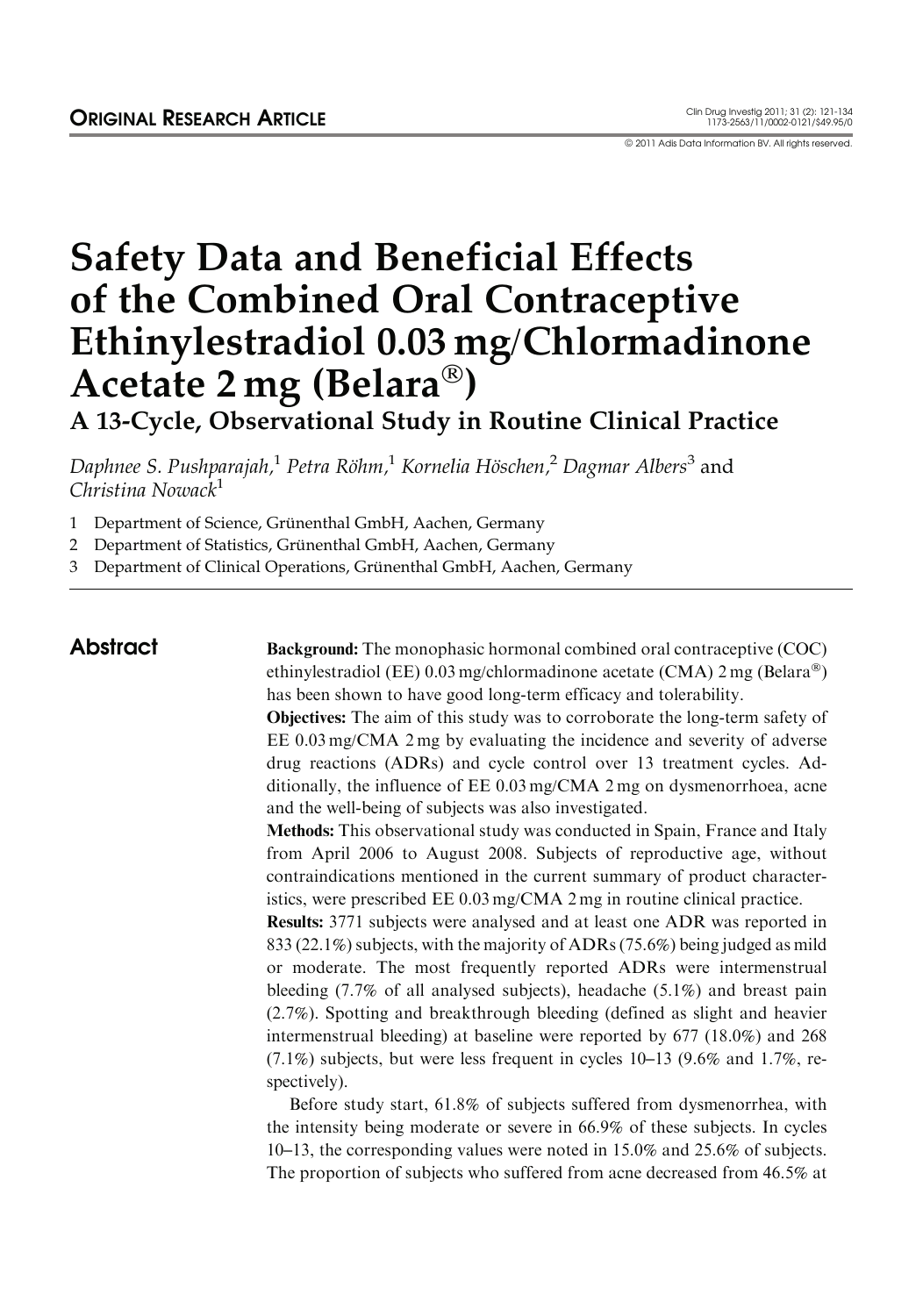ORIGINAL RESEARCH ARTICLE

© 2011 Adis Data Information BV. All rights reserved.

# Safety Data and Beneficial Effects of the Combined Oral Contraceptive Ethinylestradiol 0.03 mg/Chlormadinone Acetate 2 mg (Belara®)

## A 13-Cycle, Observational Study in Routine Clinical Practice

*Daphnee S. Pushparajah,*[1] *Petra Röhm,*[1] *Kornelia Höschen,*[2] *Dagmar Albers*[3] and *Christina Nowack*[1]

1 Department of Science, Grünenthal GmbH, Aachen, Germany

2 Department of Statistics, Grünenthal GmbH, Aachen, Germany

3 Department of Clinical Operations, Grünenthal GmbH, Aachen, Germany

## Abstract

**Background:** The monophasic hormonal combined oral contraceptive (COC) ethinylestradiol (EE) 0.03 mg/chlormadinone acetate (CMA) 2 mg (Belara®) has been shown to have good long-term efficacy and tolerability.

**Objectives:** The aim of this study was to corroborate the long-term safety of EE 0.03 mg/CMA 2 mg by evaluating the incidence and severity of adverse drug reactions (ADRs) and cycle control over 13 treatment cycles. Additionally, the influence of EE 0.03 mg/CMA 2 mg on dysmenorrhoea, acne and the well-being of subjects was also investigated.

**Methods:** This observational study was conducted in Spain, France and Italy from April 2006 to August 2008. Subjects of reproductive age, without contraindications mentioned in the current summary of product characteristics, were prescribed EE 0.03 mg/CMA 2 mg in routine clinical practice.

**Results:** 3771 subjects were analysed and at least one ADR was reported in 833 (22.1%) subjects, with the majority of ADRs (75.6%) being judged as mild or moderate. The most frequently reported ADRs were intermenstrual bleeding (7.7% of all analysed subjects), headache (5.1%) and breast pain (2.7%). Spotting and breakthrough bleeding (defined as slight and heavier intermenstrual bleeding) at baseline were reported by 677 (18.0%) and 268 (7.1%) subjects, but were less frequent in cycles 10–13 (9.6% and 1.7%, respectively).

Before study start, 61.8% of subjects suffered from dysmenorrhea, with the intensity being moderate or severe in 66.9% of these subjects. In cycles 10–13, the corresponding values were noted in 15.0% and 25.6% of subjects. The proportion of subjects who suffered from acne decreased from 46.5% at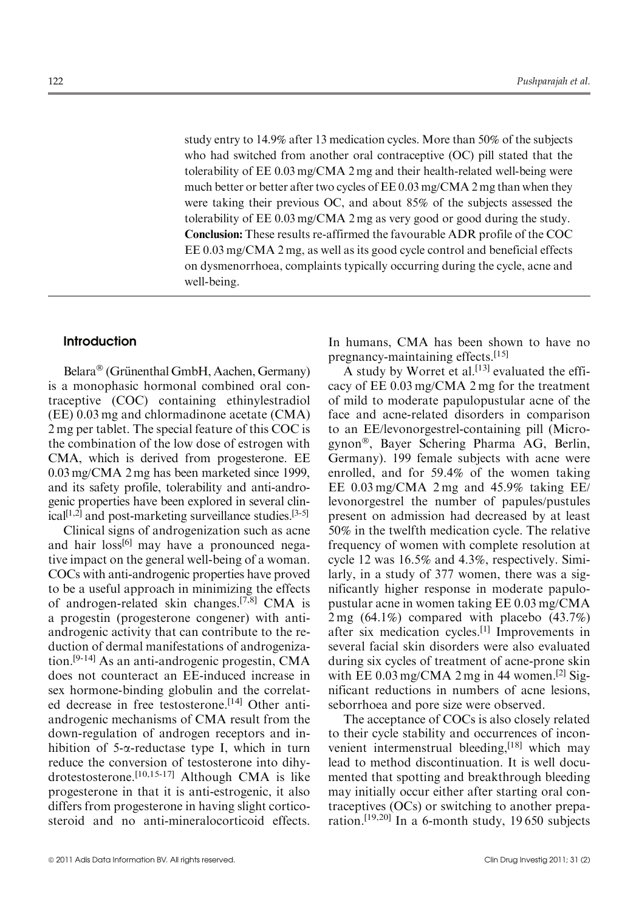study entry to 14.9% after 13 medication cycles. More than 50% of the subjects who had switched from another oral contraceptive (OC) pill stated that the tolerability of EE 0.03 mg/CMA 2 mg and their health-related well-being were much better or better after two cycles of EE 0.03 mg/CMA 2 mg than when they were taking their previous OC, and about 85% of the subjects assessed the tolerability of EE 0.03 mg/CMA 2 mg as very good or good during the study.
**Conclusion:** These results re-affirmed the favourable ADR profile of the COC EE 0.03 mg/CMA 2 mg, as well as its good cycle control and beneficial effects on dysmenorrhoea, complaints typically occurring during the cycle, acne and well-being.

## Introduction

Belara® (Grünenthal GmbH, Aachen, Germany) is a monophasic hormonal combined oral contraceptive (COC) containing ethinylestradiol (EE) 0.03 mg and chlormadinone acetate (CMA) 2 mg per tablet. The special feature of this COC is the combination of the low dose of estrogen with CMA, which is derived from progesterone. EE 0.03 mg/CMA 2 mg has been marketed since 1999, and its safety profile, tolerability and anti-androgenic properties have been explored in several clinical[1,2] and post-marketing surveillance studies.[3-5]

Clinical signs of androgenization such as acne and hair loss[6] may have a pronounced negative impact on the general well-being of a woman. COCs with anti-androgenic properties have proved to be a useful approach in minimizing the effects of androgen-related skin changes.[7,8] CMA is a progestin (progesterone congener) with anti-androgenic activity that can contribute to the reduction of dermal manifestations of androgenization.[9-14] As an anti-androgenic progestin, CMA does not counteract an EE-induced increase in sex hormone-binding globulin and the correlated decrease in free testosterone.[14] Other anti-androgenic mechanisms of CMA result from the down-regulation of androgen receptors and inhibition of 5-α-reductase type I, which in turn reduce the conversion of testosterone into dihydrotestosterone.[10,15-17] Although CMA is like progesterone in that it is anti-estrogenic, it also differs from progesterone in having slight corticosteroid and no anti-mineralocorticoid effects. In humans, CMA has been shown to have no pregnancy-maintaining effects.[15]

A study by Worret et al.[13] evaluated the efficacy of EE 0.03 mg/CMA 2 mg for the treatment of mild to moderate papulopustular acne of the face and acne-related disorders in comparison to an EE/levonorgestrel-containing pill (Microgynon®, Bayer Schering Pharma AG, Berlin, Germany). 199 female subjects with acne were enrolled, and for 59.4% of the women taking EE 0.03 mg/CMA 2 mg and 45.9% taking EE/levonorgestrel the number of papules/pustules present on admission had decreased by at least 50% in the twelfth medication cycle. The relative frequency of women with complete resolution at cycle 12 was 16.5% and 4.3%, respectively. Similarly, in a study of 377 women, there was a significantly higher response in moderate papulopustular acne in women taking EE 0.03 mg/CMA 2 mg (64.1%) compared with placebo (43.7%) after six medication cycles.[1] Improvements in several facial skin disorders were also evaluated during six cycles of treatment of acne-prone skin with EE 0.03 mg/CMA 2 mg in 44 women.[2] Significant reductions in numbers of acne lesions, seborrhoea and pore size were observed.

The acceptance of COCs is also closely related to their cycle stability and occurrences of inconvenient intermenstrual bleeding,[18] which may lead to method discontinuation. It is well documented that spotting and breakthrough bleeding may initially occur either after starting oral contraceptives (OCs) or switching to another preparation.[19,20] In a 6-month study, 19 650 subjects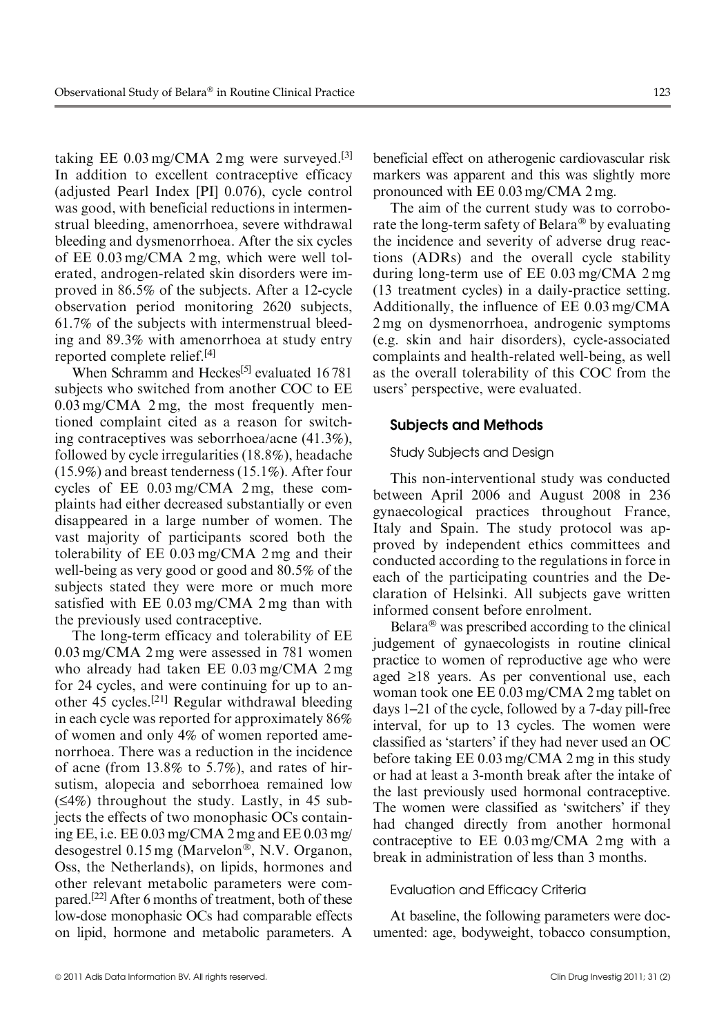taking EE 0.03 mg/CMA 2 mg were surveyed.[3] In addition to excellent contraceptive efficacy (adjusted Pearl Index [PI] 0.076), cycle control was good, with beneficial reductions in intermenstrual bleeding, amenorrhoea, severe withdrawal bleeding and dysmenorrhoea. After the six cycles of EE 0.03 mg/CMA 2 mg, which were well tolerated, androgen-related skin disorders were improved in 86.5% of the subjects. After a 12-cycle observation period monitoring 2620 subjects, 61.7% of the subjects with intermenstrual bleeding and 89.3% with amenorrhoea at study entry reported complete relief.[4]

When Schramm and Heckes[5] evaluated 16 781 subjects who switched from another COC to EE 0.03 mg/CMA 2 mg, the most frequently mentioned complaint cited as a reason for switching contraceptives was seborrhoea/acne (41.3%), followed by cycle irregularities (18.8%), headache (15.9%) and breast tenderness (15.1%). After four cycles of EE 0.03 mg/CMA 2 mg, these complaints had either decreased substantially or even disappeared in a large number of women. The vast majority of participants scored both the tolerability of EE 0.03 mg/CMA 2 mg and their well-being as very good or good and 80.5% of the subjects stated they were more or much more satisfied with EE 0.03 mg/CMA 2 mg than with the previously used contraceptive.

The long-term efficacy and tolerability of EE 0.03 mg/CMA 2 mg were assessed in 781 women who already had taken EE 0.03 mg/CMA 2 mg for 24 cycles, and were continuing for up to another 45 cycles.[21] Regular withdrawal bleeding in each cycle was reported for approximately 86% of women and only 4% of women reported amenorrhoea. There was a reduction in the incidence of acne (from 13.8% to 5.7%), and rates of hirsutism, alopecia and seborrhoea remained low (≤4%) throughout the study. Lastly, in 45 subjects the effects of two monophasic OCs containing EE, i.e. EE 0.03 mg/CMA 2 mg and EE 0.03 mg/desogestrel 0.15 mg (Marvelon®, N.V. Organon, Oss, the Netherlands), on lipids, hormones and other relevant metabolic parameters were compared.[22] After 6 months of treatment, both of these low-dose monophasic OCs had comparable effects on lipid, hormone and metabolic parameters. A beneficial effect on atherogenic cardiovascular risk markers was apparent and this was slightly more pronounced with EE 0.03 mg/CMA 2 mg.

The aim of the current study was to corroborate the long-term safety of Belara® by evaluating the incidence and severity of adverse drug reactions (ADRs) and the overall cycle stability during long-term use of EE 0.03 mg/CMA 2 mg (13 treatment cycles) in a daily-practice setting. Additionally, the influence of EE 0.03 mg/CMA 2 mg on dysmenorrhoea, androgenic symptoms (e.g. skin and hair disorders), cycle-associated complaints and health-related well-being, as well as the overall tolerability of this COC from the users' perspective, were evaluated.

## Subjects and Methods

### Study Subjects and Design

This non-interventional study was conducted between April 2006 and August 2008 in 236 gynaecological practices throughout France, Italy and Spain. The study protocol was approved by independent ethics committees and conducted according to the regulations in force in each of the participating countries and the Declaration of Helsinki. All subjects gave written informed consent before enrolment.

Belara® was prescribed according to the clinical judgement of gynaecologists in routine clinical practice to women of reproductive age who were aged ≥18 years. As per conventional use, each woman took one EE 0.03 mg/CMA 2 mg tablet on days 1–21 of the cycle, followed by a 7-day pill-free interval, for up to 13 cycles. The women were classified as 'starters' if they had never used an OC before taking EE 0.03 mg/CMA 2 mg in this study or had at least a 3-month break after the intake of the last previously used hormonal contraceptive. The women were classified as 'switchers' if they had changed directly from another hormonal contraceptive to EE 0.03 mg/CMA 2 mg with a break in administration of less than 3 months.

### Evaluation and Efficacy Criteria

At baseline, the following parameters were documented: age, bodyweight, tobacco consumption,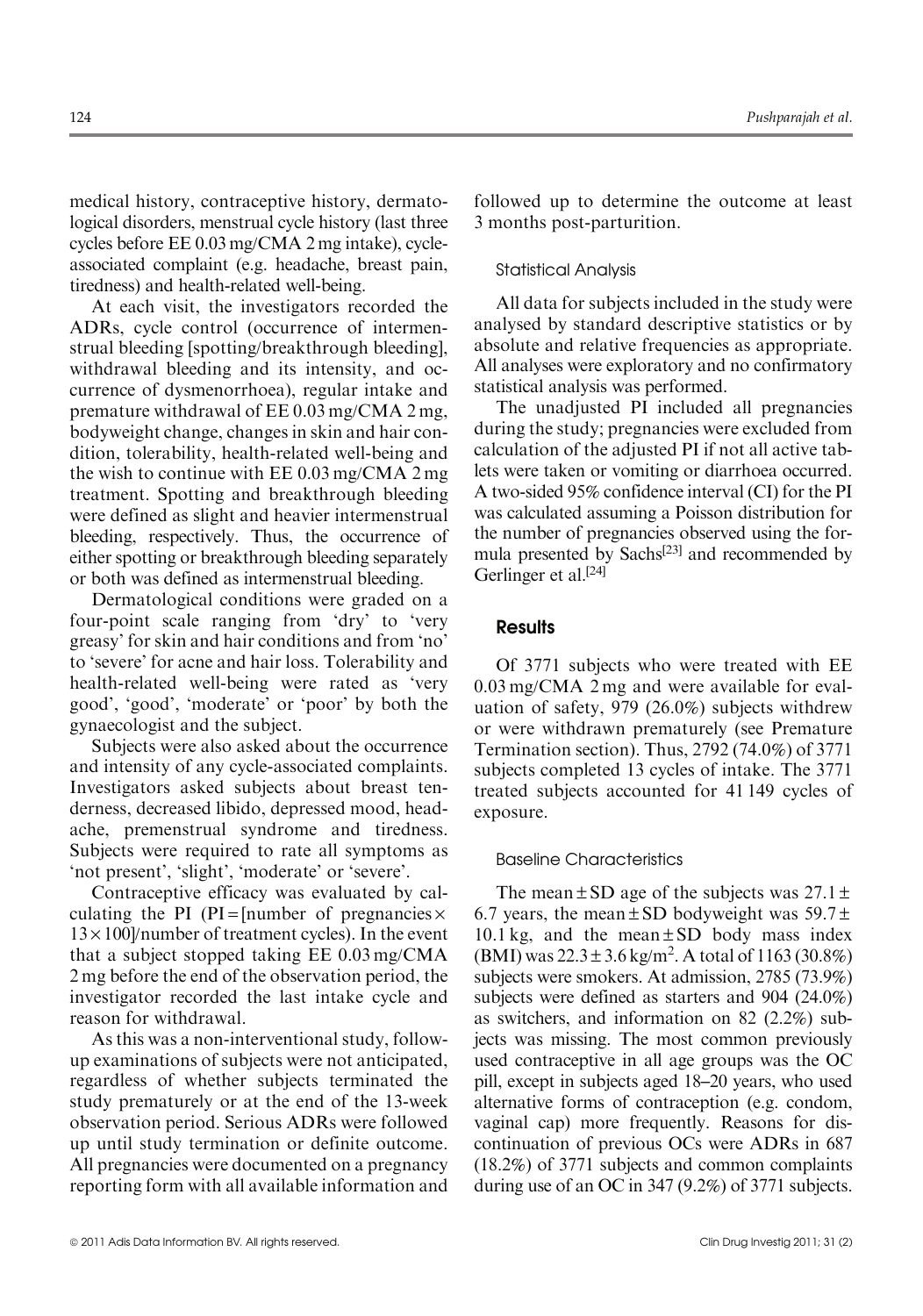medical history, contraceptive history, dermatological disorders, menstrual cycle history (last three cycles before EE 0.03 mg/CMA 2 mg intake), cycle-associated complaint (e.g. headache, breast pain, tiredness) and health-related well-being.

At each visit, the investigators recorded the ADRs, cycle control (occurrence of intermenstrual bleeding [spotting/breakthrough bleeding], withdrawal bleeding and its intensity, and occurrence of dysmenorrhoea), regular intake and premature withdrawal of EE 0.03 mg/CMA 2 mg, bodyweight change, changes in skin and hair condition, tolerability, health-related well-being and the wish to continue with EE 0.03 mg/CMA 2 mg treatment. Spotting and breakthrough bleeding were defined as slight and heavier intermenstrual bleeding, respectively. Thus, the occurrence of either spotting or breakthrough bleeding separately or both was defined as intermenstrual bleeding.

Dermatological conditions were graded on a four-point scale ranging from 'dry' to 'very greasy' for skin and hair conditions and from 'no' to 'severe' for acne and hair loss. Tolerability and health-related well-being were rated as 'very good', 'good', 'moderate' or 'poor' by both the gynaecologist and the subject.

Subjects were also asked about the occurrence and intensity of any cycle-associated complaints. Investigators asked subjects about breast tenderness, decreased libido, depressed mood, headache, premenstrual syndrome and tiredness. Subjects were required to rate all symptoms as 'not present', 'slight', 'moderate' or 'severe'.

Contraceptive efficacy was evaluated by calculating the PI (PI = [number of pregnancies $\times$ $13 \times 100$]/number of treatment cycles). In the event that a subject stopped taking EE 0.03 mg/CMA 2 mg before the end of the observation period, the investigator recorded the last intake cycle and reason for withdrawal.

As this was a non-interventional study, follow-up examinations of subjects were not anticipated, regardless of whether subjects terminated the study prematurely or at the end of the 13-week observation period. Serious ADRs were followed up until study termination or definite outcome. All pregnancies were documented on a pregnancy reporting form with all available information and followed up to determine the outcome at least 3 months post-parturition.

### Statistical Analysis

All data for subjects included in the study were analysed by standard descriptive statistics or by absolute and relative frequencies as appropriate. All analyses were exploratory and no confirmatory statistical analysis was performed.

The unadjusted PI included all pregnancies during the study; pregnancies were excluded from calculation of the adjusted PI if not all active tablets were taken or vomiting or diarrhoea occurred. A two-sided 95% confidence interval (CI) for the PI was calculated assuming a Poisson distribution for the number of pregnancies observed using the formula presented by Sachs[23] and recommended by Gerlinger et al.[24]

## Results

Of 3771 subjects who were treated with EE 0.03 mg/CMA 2 mg and were available for evaluation of safety, 979 (26.0%) subjects withdrew or were withdrawn prematurely (see Premature Termination section). Thus, 2792 (74.0%) of 3771 subjects completed 13 cycles of intake. The 3771 treated subjects accounted for 41 149 cycles of exposure.

### Baseline Characteristics

The mean ± SD age of the subjects was 27.1 ± 6.7 years, the mean ± SD bodyweight was 59.7 ± 10.1 kg, and the mean ± SD body mass index (BMI) was 22.3 ± 3.6 kg/m$^2$. A total of 1163 (30.8%) subjects were smokers. At admission, 2785 (73.9%) subjects were defined as starters and 904 (24.0%) as switchers, and information on 82 (2.2%) subjects was missing. The most common previously used contraceptive in all age groups was the OC pill, except in subjects aged 18–20 years, who used alternative forms of contraception (e.g. condom, vaginal cap) more frequently. Reasons for discontinuation of previous OCs were ADRs in 687 (18.2%) of 3771 subjects and common complaints during use of an OC in 347 (9.2%) of 3771 subjects.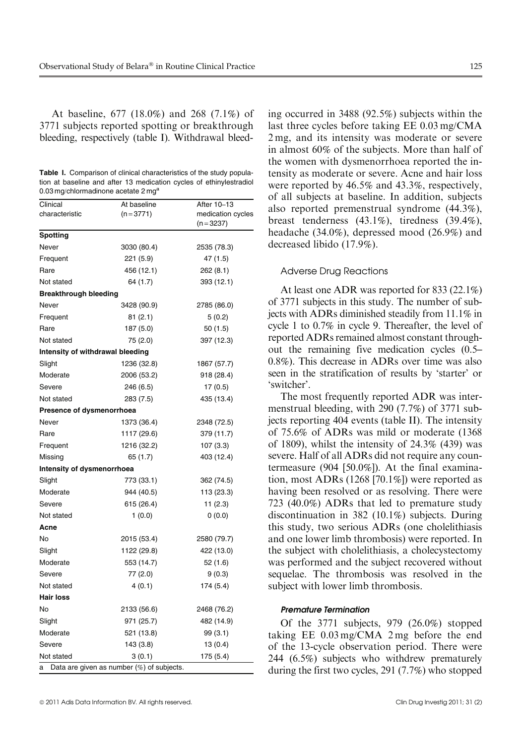At baseline, 677 (18.0%) and 268 (7.1%) of 3771 subjects reported spotting or breakthrough bleeding, respectively (table I). Withdrawal bleeding occurred in 3488 (92.5%) subjects within the last three cycles before taking EE 0.03 mg/CMA 2 mg, and its intensity was moderate or severe in almost 60% of the subjects. More than half of the women with dysmenorrhoea reported the intensity as moderate or severe. Acne and hair loss were reported by 46.5% and 43.3%, respectively, of all subjects at baseline. In addition, subjects also reported premenstrual syndrome (44.3%), breast tenderness (43.1%), tiredness (39.4%), headache (34.0%), depressed mood (26.9%) and decreased libido (17.9%).

**Table I.** Comparison of clinical characteristics of the study population at baseline and after 13 medication cycles of ethinylestradiol 0.03 mg/chlormadinone acetate 2 mg[a]

| Clinical characteristic | At baseline (n = 3771) | After 10–13 medication cycles (n = 3237) |
|---|---|---|
| **Spotting** | | |
| Never | 3030 (80.4) | 2535 (78.3) |
| Frequent | 221 (5.9) | 47 (1.5) |
| Rare | 456 (12.1) | 262 (8.1) |
| Not stated | 64 (1.7) | 393 (12.1) |
| **Breakthrough bleeding** | | |
| Never | 3428 (90.9) | 2785 (86.0) |
| Frequent | 81 (2.1) | 5 (0.2) |
| Rare | 187 (5.0) | 50 (1.5) |
| Not stated | 75 (2.0) | 397 (12.3) |
| **Intensity of withdrawal bleeding** | | |
| Slight | 1236 (32.8) | 1867 (57.7) |
| Moderate | 2006 (53.2) | 918 (28.4) |
| Severe | 246 (6.5) | 17 (0.5) |
| Not stated | 283 (7.5) | 435 (13.4) |
| **Presence of dysmenorrhoea** | | |
| Never | 1373 (36.4) | 2348 (72.5) |
| Rare | 1117 (29.6) | 379 (11.7) |
| Frequent | 1216 (32.2) | 107 (3.3) |
| Missing | 65 (1.7) | 403 (12.4) |
| **Intensity of dysmenorrhoea** | | |
| Slight | 773 (33.1) | 362 (74.5) |
| Moderate | 944 (40.5) | 113 (23.3) |
| Severe | 615 (26.4) | 11 (2.3) |
| Not stated | 1 (0.0) | 0 (0.0) |
| **Acne** | | |
| No | 2015 (53.4) | 2580 (79.7) |
| Slight | 1122 (29.8) | 422 (13.0) |
| Moderate | 553 (14.7) | 52 (1.6) |
| Severe | 77 (2.0) | 9 (0.3) |
| Not stated | 4 (0.1) | 174 (5.4) |
| **Hair loss** | | |
| No | 2133 (56.6) | 2468 (76.2) |
| Slight | 971 (25.7) | 482 (14.9) |
| Moderate | 521 (13.8) | 99 (3.1) |
| Severe | 143 (3.8) | 13 (0.4) |
| Not stated | 3 (0.1) | 175 (5.4) |

a Data are given as number (%) of subjects.

### Adverse Drug Reactions

At least one ADR was reported for 833 (22.1%) of 3771 subjects in this study. The number of subjects with ADRs diminished steadily from 11.1% in cycle 1 to 0.7% in cycle 9. Thereafter, the level of reported ADRs remained almost constant throughout the remaining five medication cycles (0.5–0.8%). This decrease in ADRs over time was also seen in the stratification of results by 'starter' or 'switcher'.

The most frequently reported ADR was intermenstrual bleeding, with 290 (7.7%) of 3771 subjects reporting 404 events (table II). The intensity of 75.6% of ADRs was mild or moderate (1368 of 1809), whilst the intensity of 24.3% (439) was severe. Half of all ADRs did not require any countermeasure (904 [50.0%]). At the final examination, most ADRs (1268 [70.1%]) were reported as having been resolved or as resolving. There were 723 (40.0%) ADRs that led to premature study discontinuation in 382 (10.1%) subjects. During this study, two serious ADRs (one cholelithiasis and one lower limb thrombosis) were reported. In the subject with cholelithiasis, a cholecystectomy was performed and the subject recovered without sequelae. The thrombosis was resolved in the subject with lower limb thrombosis.

#### *Premature Termination*

Of the 3771 subjects, 979 (26.0%) stopped taking EE 0.03 mg/CMA 2 mg before the end of the 13-cycle observation period. There were 244 (6.5%) subjects who withdrew prematurely during the first two cycles, 291 (7.7%) who stopped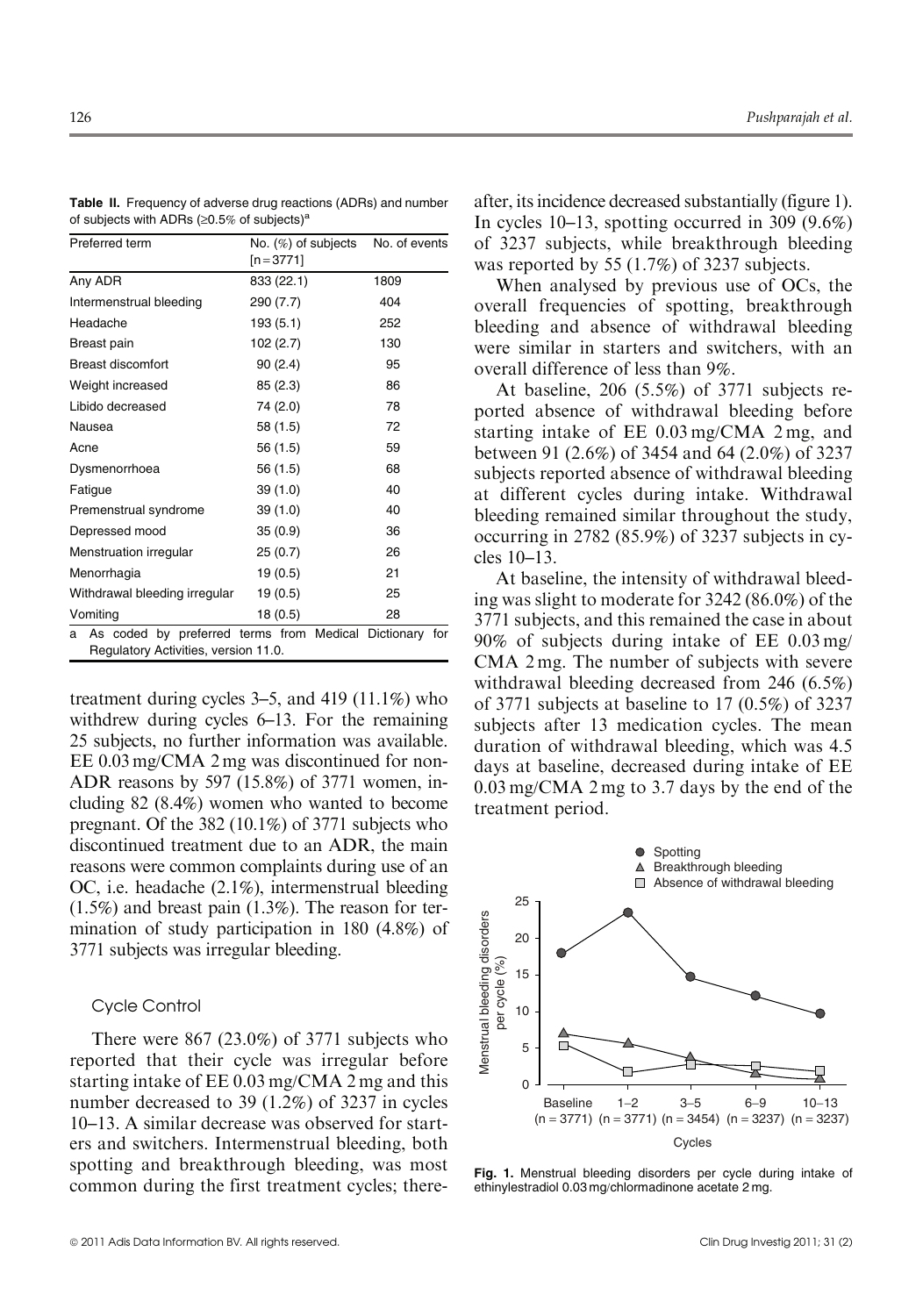**Table II.** Frequency of adverse drug reactions (ADRs) and number of subjects with ADRs (≥0.5% of subjects)[a]

| Preferred term | No. (%) of subjects [n = 3771] | No. of events |
|---|---|---|
| Any ADR | 833 (22.1) | 1809 |
| Intermenstrual bleeding | 290 (7.7) | 404 |
| Headache | 193 (5.1) | 252 |
| Breast pain | 102 (2.7) | 130 |
| Breast discomfort | 90 (2.4) | 95 |
| Weight increased | 85 (2.3) | 86 |
| Libido decreased | 74 (2.0) | 78 |
| Nausea | 58 (1.5) | 72 |
| Acne | 56 (1.5) | 59 |
| Dysmenorrhoea | 56 (1.5) | 68 |
| Fatigue | 39 (1.0) | 40 |
| Premenstrual syndrome | 39 (1.0) | 40 |
| Depressed mood | 35 (0.9) | 36 |
| Menstruation irregular | 25 (0.7) | 26 |
| Menorrhagia | 19 (0.5) | 21 |
| Withdrawal bleeding irregular | 19 (0.5) | 25 |
| Vomiting | 18 (0.5) | 28 |

a As coded by preferred terms from Medical Dictionary for Regulatory Activities, version 11.0.

treatment during cycles 3–5, and 419 (11.1%) who withdrew during cycles 6–13. For the remaining 25 subjects, no further information was available. EE 0.03 mg/CMA 2 mg was discontinued for non-ADR reasons by 597 (15.8%) of 3771 women, including 82 (8.4%) women who wanted to become pregnant. Of the 382 (10.1%) of 3771 subjects who discontinued treatment due to an ADR, the main reasons were common complaints during use of an OC, i.e. headache (2.1%), intermenstrual bleeding (1.5%) and breast pain (1.3%). The reason for termination of study participation in 180 (4.8%) of 3771 subjects was irregular bleeding.

### Cycle Control

There were 867 (23.0%) of 3771 subjects who reported that their cycle was irregular before starting intake of EE 0.03 mg/CMA 2 mg and this number decreased to 39 (1.2%) of 3237 in cycles 10–13. A similar decrease was observed for starters and switchers. Intermenstrual bleeding, both spotting and breakthrough bleeding, was most common during the first treatment cycles; thereafter, its incidence decreased substantially (figure 1). In cycles 10–13, spotting occurred in 309 (9.6%) of 3237 subjects, while breakthrough bleeding was reported by 55 (1.7%) of 3237 subjects.

When analysed by previous use of OCs, the overall frequencies of spotting, breakthrough bleeding and absence of withdrawal bleeding were similar in starters and switchers, with an overall difference of less than 9%.

At baseline, 206 (5.5%) of 3771 subjects reported absence of withdrawal bleeding before starting intake of EE 0.03 mg/CMA 2 mg, and between 91 (2.6%) of 3454 and 64 (2.0%) of 3237 subjects reported absence of withdrawal bleeding at different cycles during intake. Withdrawal bleeding remained similar throughout the study, occurring in 2782 (85.9%) of 3237 subjects in cycles 10–13.

At baseline, the intensity of withdrawal bleeding was slight to moderate for 3242 (86.0%) of the 3771 subjects, and this remained the case in about 90% of subjects during intake of EE 0.03 mg/CMA 2 mg. The number of subjects with severe withdrawal bleeding decreased from 246 (6.5%) of 3771 subjects at baseline to 17 (0.5%) of 3237 subjects after 13 medication cycles. The mean duration of withdrawal bleeding, which was 4.5 days at baseline, decreased during intake of EE 0.03 mg/CMA 2 mg to 3.7 days by the end of the treatment period.

**Fig. 1.** Menstrual bleeding disorders per cycle during intake of ethinylestradiol 0.03 mg/chlormadinone acetate 2 mg.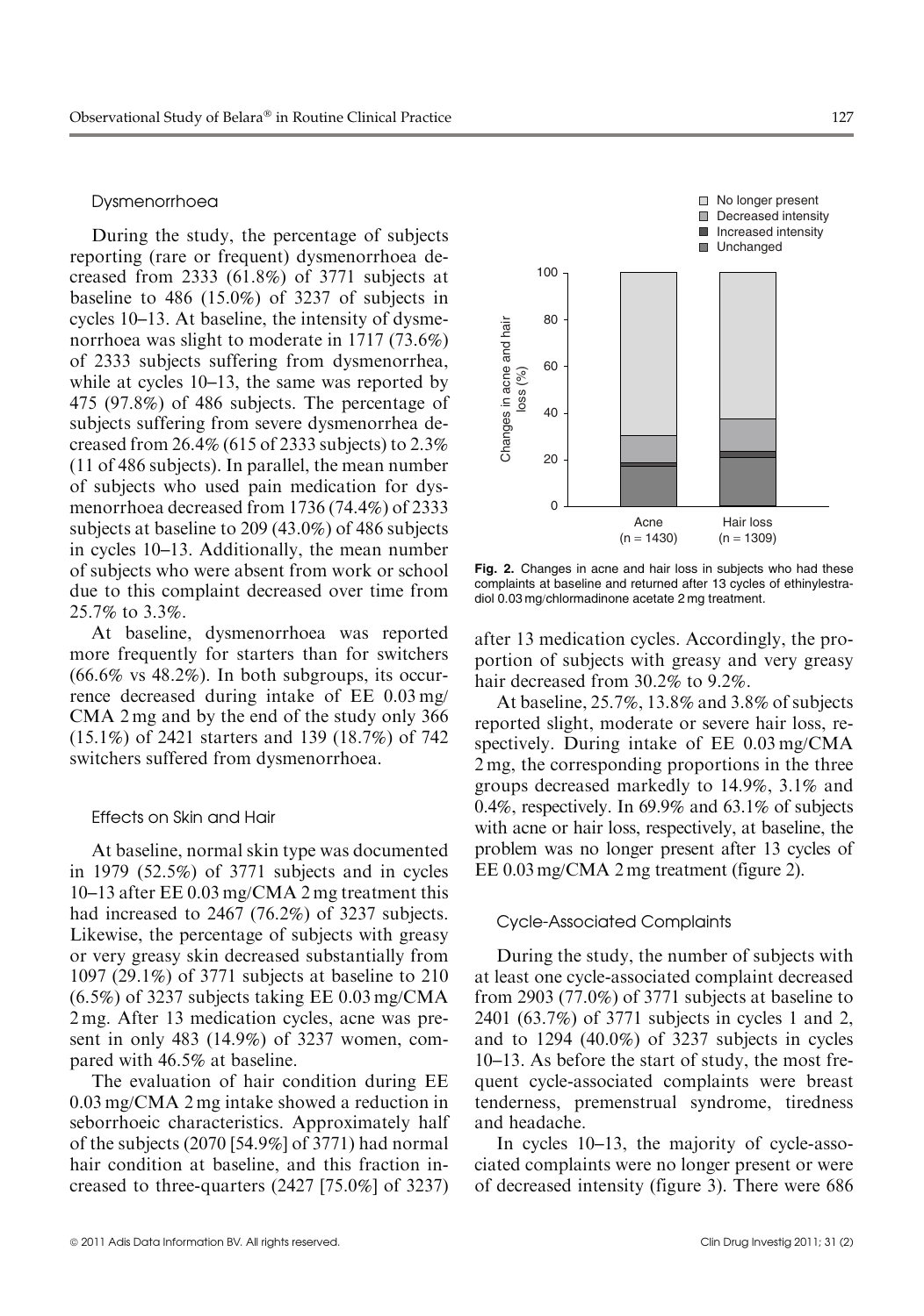### Dysmenorrhoea

During the study, the percentage of subjects reporting (rare or frequent) dysmenorrhoea decreased from 2333 (61.8%) of 3771 subjects at baseline to 486 (15.0%) of 3237 of subjects in cycles 10–13. At baseline, the intensity of dysmenorrhoea was slight to moderate in 1717 (73.6%) of 2333 subjects suffering from dysmenorrhea, while at cycles 10–13, the same was reported by 475 (97.8%) of 486 subjects. The percentage of subjects suffering from severe dysmenorrhea decreased from 26.4% (615 of 2333 subjects) to 2.3% (11 of 486 subjects). In parallel, the mean number of subjects who used pain medication for dysmenorrhoea decreased from 1736 (74.4%) of 2333 subjects at baseline to 209 (43.0%) of 486 subjects in cycles 10–13. Additionally, the mean number of subjects who were absent from work or school due to this complaint decreased over time from 25.7% to 3.3%.

At baseline, dysmenorrhoea was reported more frequently for starters than for switchers (66.6% vs 48.2%). In both subgroups, its occurrence decreased during intake of EE 0.03 mg/CMA 2 mg and by the end of the study only 366 (15.1%) of 2421 starters and 139 (18.7%) of 742 switchers suffered from dysmenorrhoea.

### Effects on Skin and Hair

At baseline, normal skin type was documented in 1979 (52.5%) of 3771 subjects and in cycles 10–13 after EE 0.03 mg/CMA 2 mg treatment this had increased to 2467 (76.2%) of 3237 subjects. Likewise, the percentage of subjects with greasy or very greasy skin decreased substantially from 1097 (29.1%) of 3771 subjects at baseline to 210 (6.5%) of 3237 subjects taking EE 0.03 mg/CMA 2 mg. After 13 medication cycles, acne was present in only 483 (14.9%) of 3237 women, compared with 46.5% at baseline.

The evaluation of hair condition during EE 0.03 mg/CMA 2 mg intake showed a reduction in seborrhoeic characteristics. Approximately half of the subjects (2070 [54.9%] of 3771) had normal hair condition at baseline, and this fraction increased to three-quarters (2427 [75.0%] of 3237) after 13 medication cycles. Accordingly, the proportion of subjects with greasy and very greasy hair decreased from 30.2% to 9.2%.

At baseline, 25.7%, 13.8% and 3.8% of subjects reported slight, moderate or severe hair loss, respectively. During intake of EE 0.03 mg/CMA 2 mg, the corresponding proportions in the three groups decreased markedly to 14.9%, 3.1% and 0.4%, respectively. In 69.9% and 63.1% of subjects with acne or hair loss, respectively, at baseline, the problem was no longer present after 13 cycles of EE 0.03 mg/CMA 2 mg treatment (figure 2).

**Fig. 2.** Changes in acne and hair loss in subjects who had these complaints at baseline and returned after 13 cycles of ethinylestradiol 0.03 mg/chlormadinone acetate 2 mg treatment.

### Cycle-Associated Complaints

During the study, the number of subjects with at least one cycle-associated complaint decreased from 2903 (77.0%) of 3771 subjects at baseline to 2401 (63.7%) of 3771 subjects in cycles 1 and 2, and to 1294 (40.0%) of 3237 subjects in cycles 10–13. As before the start of study, the most frequent cycle-associated complaints were breast tenderness, premenstrual syndrome, tiredness and headache.

In cycles 10–13, the majority of cycle-associated complaints were no longer present or were of decreased intensity (figure 3). There were 686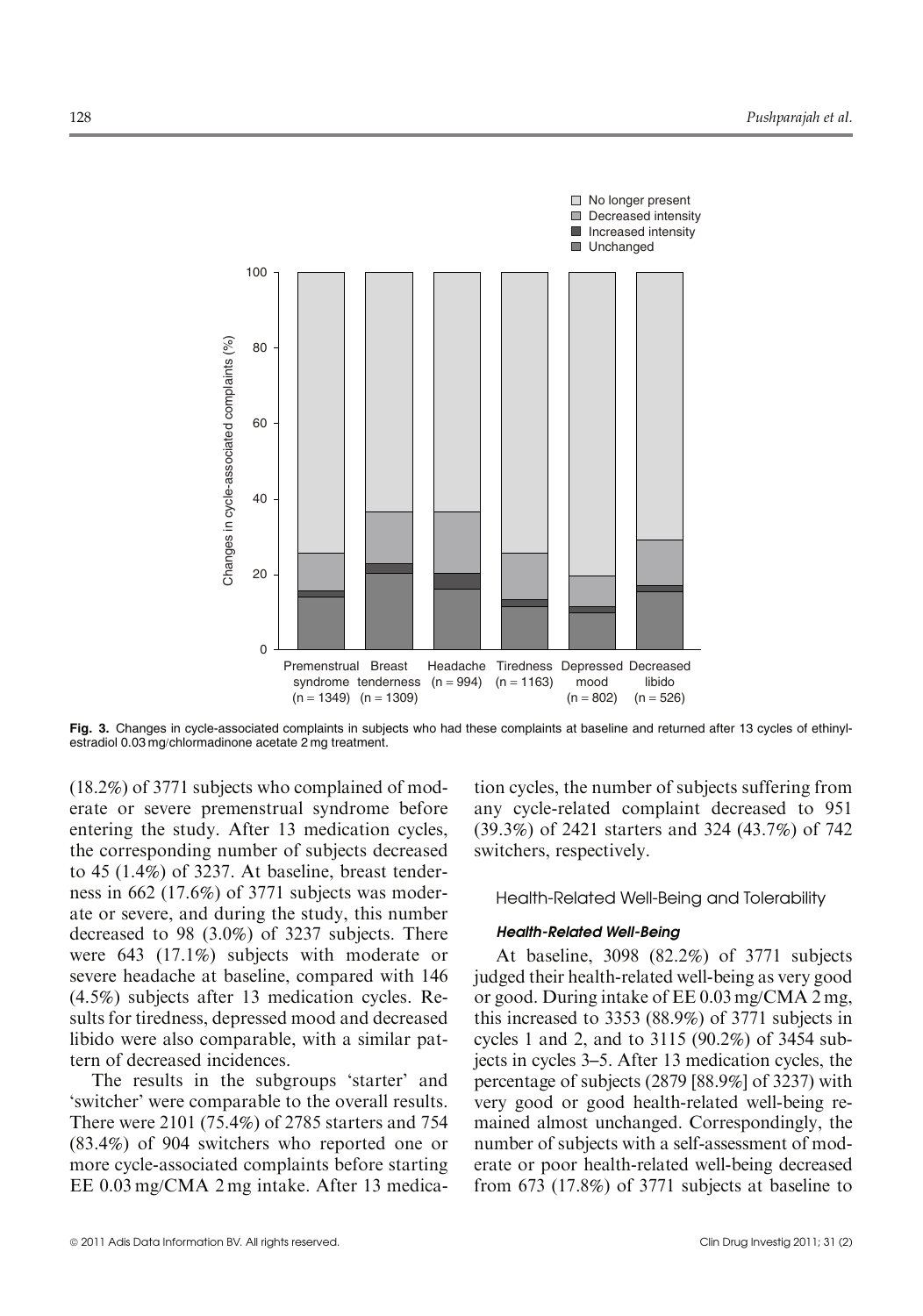Fig. 3. Changes in cycle-associated complaints in subjects who had these complaints at baseline and returned after 13 cycles of ethinylestradiol 0.03 mg/chlormadinone acetate 2 mg treatment.

(18.2%) of 3771 subjects who complained of moderate or severe premenstrual syndrome before entering the study. After 13 medication cycles, the corresponding number of subjects decreased to 45 (1.4%) of 3237. At baseline, breast tenderness in 662 (17.6%) of 3771 subjects was moderate or severe, and during the study, this number decreased to 98 (3.0%) of 3237 subjects. There were 643 (17.1%) subjects with moderate or severe headache at baseline, compared with 146 (4.5%) subjects after 13 medication cycles. Results for tiredness, depressed mood and decreased libido were also comparable, with a similar pattern of decreased incidences.

The results in the subgroups 'starter' and 'switcher' were comparable to the overall results. There were 2101 (75.4%) of 2785 starters and 754 (83.4%) of 904 switchers who reported one or more cycle-associated complaints before starting EE 0.03 mg/CMA 2 mg intake. After 13 medication cycles, the number of subjects suffering from any cycle-related complaint decreased to 951 (39.3%) of 2421 starters and 324 (43.7%) of 742 switchers, respectively.

## Health-Related Well-Being and Tolerability

### *Health-Related Well-Being*

At baseline, 3098 (82.2%) of 3771 subjects judged their health-related well-being as very good or good. During intake of EE 0.03 mg/CMA 2 mg, this increased to 3353 (88.9%) of 3771 subjects in cycles 1 and 2, and to 3115 (90.2%) of 3454 subjects in cycles 3–5. After 13 medication cycles, the percentage of subjects (2879 [88.9%] of 3237) with very good or good health-related well-being remained almost unchanged. Correspondingly, the number of subjects with a self-assessment of moderate or poor health-related well-being decreased from 673 (17.8%) of 3771 subjects at baseline to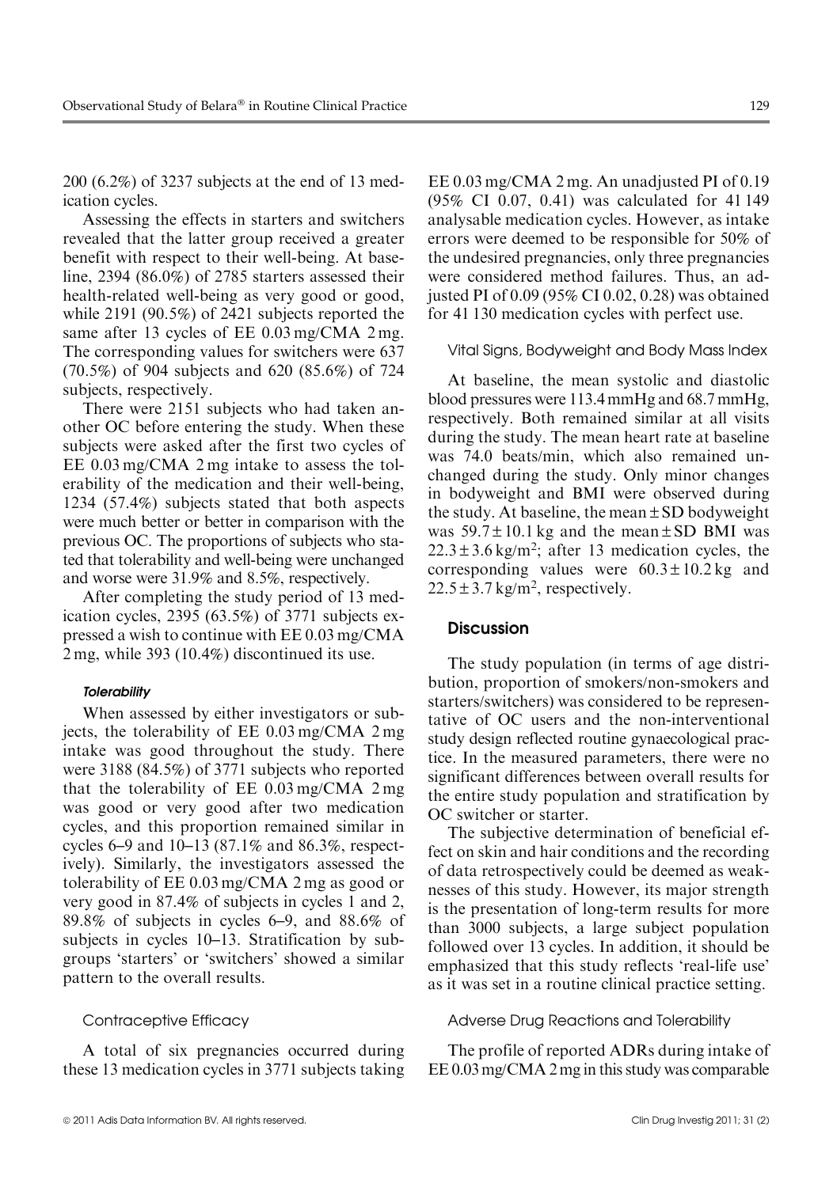200 (6.2%) of 3237 subjects at the end of 13 medication cycles.

Assessing the effects in starters and switchers revealed that the latter group received a greater benefit with respect to their well-being. At baseline, 2394 (86.0%) of 2785 starters assessed their health-related well-being as very good or good, while 2191 (90.5%) of 2421 subjects reported the same after 13 cycles of EE 0.03 mg/CMA 2 mg. The corresponding values for switchers were 637 (70.5%) of 904 subjects and 620 (85.6%) of 724 subjects, respectively.

There were 2151 subjects who had taken another OC before entering the study. When these subjects were asked after the first two cycles of EE 0.03 mg/CMA 2 mg intake to assess the tolerability of the medication and their well-being, 1234 (57.4%) subjects stated that both aspects were much better or better in comparison with the previous OC. The proportions of subjects who stated that tolerability and well-being were unchanged and worse were 31.9% and 8.5%, respectively.

After completing the study period of 13 medication cycles, 2395 (63.5%) of 3771 subjects expressed a wish to continue with EE 0.03 mg/CMA 2 mg, while 393 (10.4%) discontinued its use.

#### *Tolerability*

When assessed by either investigators or subjects, the tolerability of EE 0.03 mg/CMA 2 mg intake was good throughout the study. There were 3188 (84.5%) of 3771 subjects who reported that the tolerability of EE 0.03 mg/CMA 2 mg was good or very good after two medication cycles, and this proportion remained similar in cycles 6–9 and 10–13 (87.1% and 86.3%, respectively). Similarly, the investigators assessed the tolerability of EE 0.03 mg/CMA 2 mg as good or very good in 87.4% of subjects in cycles 1 and 2, 89.8% of subjects in cycles 6–9, and 88.6% of subjects in cycles 10–13. Stratification by subgroups 'starters' or 'switchers' showed a similar pattern to the overall results.

### Contraceptive Efficacy

A total of six pregnancies occurred during these 13 medication cycles in 3771 subjects taking EE 0.03 mg/CMA 2 mg. An unadjusted PI of 0.19 (95% CI 0.07, 0.41) was calculated for 41 149 analysable medication cycles. However, as intake errors were deemed to be responsible for 50% of the undesired pregnancies, only three pregnancies were considered method failures. Thus, an adjusted PI of 0.09 (95% CI 0.02, 0.28) was obtained for 41 130 medication cycles with perfect use.

### Vital Signs, Bodyweight and Body Mass Index

At baseline, the mean systolic and diastolic blood pressures were 113.4 mmHg and 68.7 mmHg, respectively. Both remained similar at all visits during the study. The mean heart rate at baseline was 74.0 beats/min, which also remained unchanged during the study. Only minor changes in bodyweight and BMI were observed during the study. At baseline, the mean ± SD bodyweight was 59.7 ± 10.1 kg and the mean ± SD BMI was 22.3 ± 3.6 kg/m$^2$; after 13 medication cycles, the corresponding values were 60.3 ± 10.2 kg and 22.5 ± 3.7 kg/m$^2$, respectively.

## Discussion

The study population (in terms of age distribution, proportion of smokers/non-smokers and starters/switchers) was considered to be representative of OC users and the non-interventional study design reflected routine gynaecological practice. In the measured parameters, there were no significant differences between overall results for the entire study population and stratification by OC switcher or starter.

The subjective determination of beneficial effect on skin and hair conditions and the recording of data retrospectively could be deemed as weaknesses of this study. However, its major strength is the presentation of long-term results for more than 3000 subjects, a large subject population followed over 13 cycles. In addition, it should be emphasized that this study reflects 'real-life use' as it was set in a routine clinical practice setting.

### Adverse Drug Reactions and Tolerability

The profile of reported ADRs during intake of EE 0.03 mg/CMA 2 mg in this study was comparable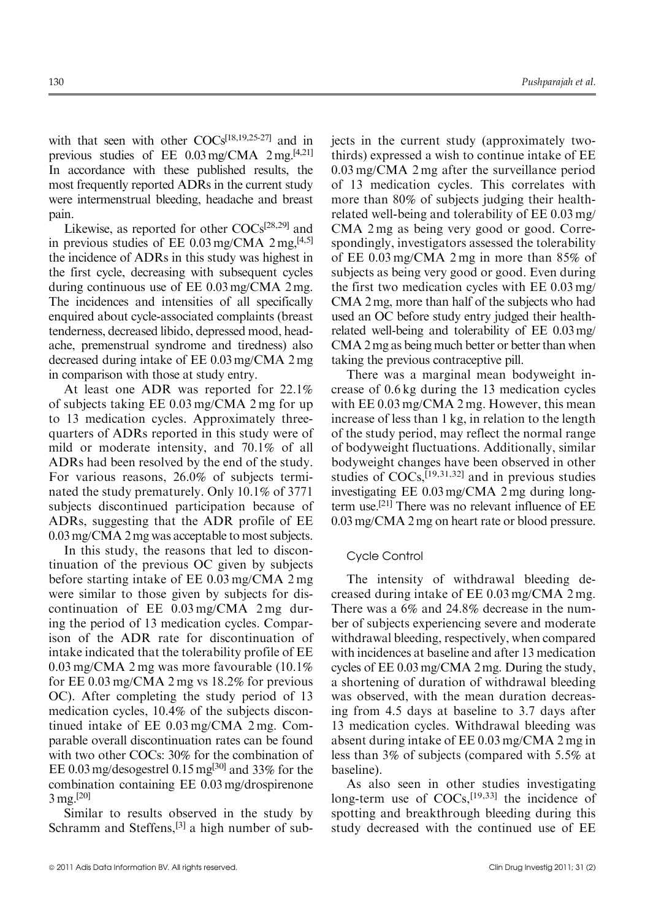with that seen with other COCs[18,19,25-27] and in previous studies of EE 0.03 mg/CMA 2 mg.[4,21] In accordance with these published results, the most frequently reported ADRs in the current study were intermenstrual bleeding, headache and breast pain.

Likewise, as reported for other COCs[28,29] and in previous studies of EE 0.03 mg/CMA 2 mg,[4,5] the incidence of ADRs in this study was highest in the first cycle, decreasing with subsequent cycles during continuous use of EE 0.03 mg/CMA 2 mg. The incidences and intensities of all specifically enquired about cycle-associated complaints (breast tenderness, decreased libido, depressed mood, headache, premenstrual syndrome and tiredness) also decreased during intake of EE 0.03 mg/CMA 2 mg in comparison with those at study entry.

At least one ADR was reported for 22.1% of subjects taking EE 0.03 mg/CMA 2 mg for up to 13 medication cycles. Approximately three-quarters of ADRs reported in this study were of mild or moderate intensity, and 70.1% of all ADRs had been resolved by the end of the study. For various reasons, 26.0% of subjects terminated the study prematurely. Only 10.1% of 3771 subjects discontinued participation because of ADRs, suggesting that the ADR profile of EE 0.03 mg/CMA 2 mg was acceptable to most subjects.

In this study, the reasons that led to discontinuation of the previous OC given by subjects before starting intake of EE 0.03 mg/CMA 2 mg were similar to those given by subjects for discontinuation of EE 0.03 mg/CMA 2 mg during the period of 13 medication cycles. Comparison of the ADR rate for discontinuation of intake indicated that the tolerability profile of EE 0.03 mg/CMA 2 mg was more favourable (10.1% for EE 0.03 mg/CMA 2 mg vs 18.2% for previous OC). After completing the study period of 13 medication cycles, 10.4% of the subjects discontinued intake of EE 0.03 mg/CMA 2 mg. Comparable overall discontinuation rates can be found with two other COCs: 30% for the combination of EE 0.03 mg/desogestrel 0.15 mg[30] and 33% for the combination containing EE 0.03 mg/drospirenone 3 mg.[20]

Similar to results observed in the study by Schramm and Steffens,[3] a high number of subjects in the current study (approximately two-thirds) expressed a wish to continue intake of EE 0.03 mg/CMA 2 mg after the surveillance period of 13 medication cycles. This correlates with more than 80% of subjects judging their health-related well-being and tolerability of EE 0.03 mg/CMA 2 mg as being very good or good. Correspondingly, investigators assessed the tolerability of EE 0.03 mg/CMA 2 mg in more than 85% of subjects as being very good or good. Even during the first two medication cycles with EE 0.03 mg/CMA 2 mg, more than half of the subjects who had used an OC before study entry judged their health-related well-being and tolerability of EE 0.03 mg/CMA 2 mg as being much better or better than when taking the previous contraceptive pill.

There was a marginal mean bodyweight increase of 0.6 kg during the 13 medication cycles with EE 0.03 mg/CMA 2 mg. However, this mean increase of less than 1 kg, in relation to the length of the study period, may reflect the normal range of bodyweight fluctuations. Additionally, similar bodyweight changes have been observed in other studies of COCs,[19,31,32] and in previous studies investigating EE 0.03 mg/CMA 2 mg during long-term use.[21] There was no relevant influence of EE 0.03 mg/CMA 2 mg on heart rate or blood pressure.

### Cycle Control

The intensity of withdrawal bleeding decreased during intake of EE 0.03 mg/CMA 2 mg. There was a 6% and 24.8% decrease in the number of subjects experiencing severe and moderate withdrawal bleeding, respectively, when compared with incidences at baseline and after 13 medication cycles of EE 0.03 mg/CMA 2 mg. During the study, a shortening of duration of withdrawal bleeding was observed, with the mean duration decreasing from 4.5 days at baseline to 3.7 days after 13 medication cycles. Withdrawal bleeding was absent during intake of EE 0.03 mg/CMA 2 mg in less than 3% of subjects (compared with 5.5% at baseline).

As also seen in other studies investigating long-term use of COCs,[19,33] the incidence of spotting and breakthrough bleeding during this study decreased with the continued use of EE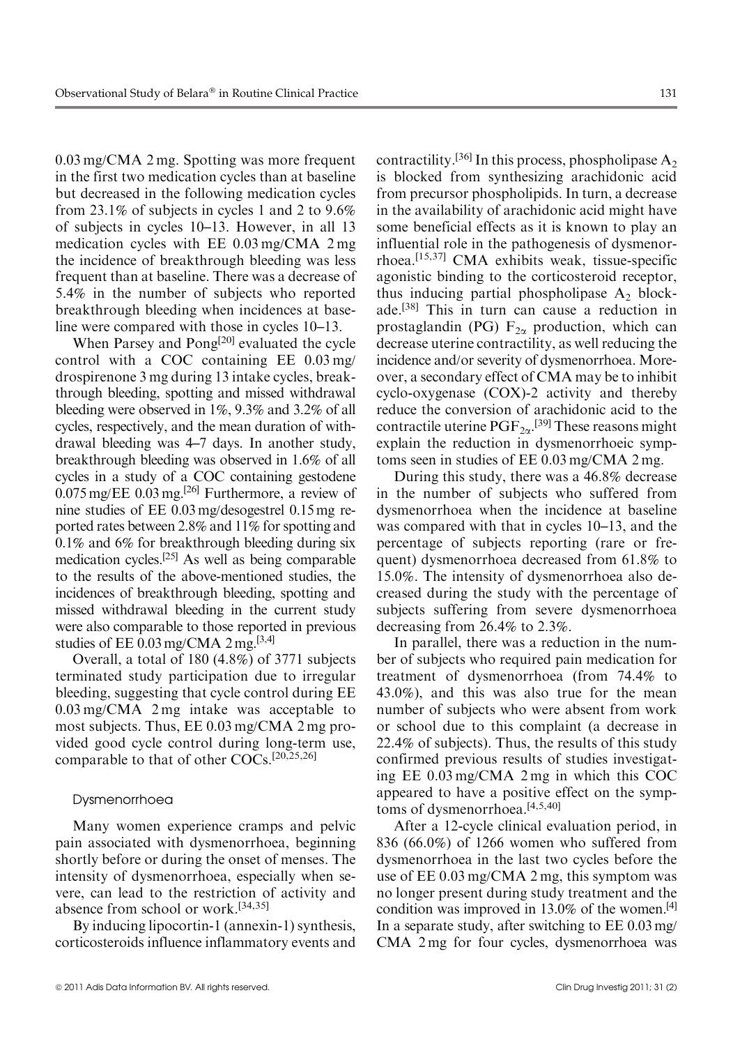0.03 mg/CMA 2 mg. Spotting was more frequent in the first two medication cycles than at baseline but decreased in the following medication cycles from 23.1% of subjects in cycles 1 and 2 to 9.6% of subjects in cycles 10–13. However, in all 13 medication cycles with EE 0.03 mg/CMA 2 mg the incidence of breakthrough bleeding was less frequent than at baseline. There was a decrease of 5.4% in the number of subjects who reported breakthrough bleeding when incidences at baseline were compared with those in cycles 10–13.

When Parsey and Pong[20] evaluated the cycle control with a COC containing EE 0.03 mg/drospirenone 3 mg during 13 intake cycles, breakthrough bleeding, spotting and missed withdrawal bleeding were observed in 1%, 9.3% and 3.2% of all cycles, respectively, and the mean duration of withdrawal bleeding was 4–7 days. In another study, breakthrough bleeding was observed in 1.6% of all cycles in a study of a COC containing gestodene 0.075 mg/EE 0.03 mg.[26] Furthermore, a review of nine studies of EE 0.03 mg/desogestrel 0.15 mg reported rates between 2.8% and 11% for spotting and 0.1% and 6% for breakthrough bleeding during six medication cycles.[25] As well as being comparable to the results of the above-mentioned studies, the incidences of breakthrough bleeding, spotting and missed withdrawal bleeding in the current study were also comparable to those reported in previous studies of EE 0.03 mg/CMA 2 mg.[3,4]

Overall, a total of 180 (4.8%) of 3771 subjects terminated study participation due to irregular bleeding, suggesting that cycle control during EE 0.03 mg/CMA 2 mg intake was acceptable to most subjects. Thus, EE 0.03 mg/CMA 2 mg provided good cycle control during long-term use, comparable to that of other COCs.[20,25,26]

### Dysmenorrhoea

Many women experience cramps and pelvic pain associated with dysmenorrhoea, beginning shortly before or during the onset of menses. The intensity of dysmenorrhoea, especially when severe, can lead to the restriction of activity and absence from school or work.[34,35]

By inducing lipocortin-1 (annexin-1) synthesis, corticosteroids influence inflammatory events and contractility.[36] In this process, phospholipase $A_2$ is blocked from synthesizing arachidonic acid from precursor phospholipids. In turn, a decrease in the availability of arachidonic acid might have some beneficial effects as it is known to play an influential role in the pathogenesis of dysmenorrhoea.[15,37] CMA exhibits weak, tissue-specific agonistic binding to the corticosteroid receptor, thus inducing partial phospholipase $A_2$ blockade.[38] This in turn can cause a reduction in prostaglandin (PG) $F_{2\alpha}$ production, which can decrease uterine contractility, as well reducing the incidence and/or severity of dysmenorrhoea. Moreover, a secondary effect of CMA may be to inhibit cyclo-oxygenase (COX)-2 activity and thereby reduce the conversion of arachidonic acid to the contractile uterine $PGF_{2\alpha}$.[39] These reasons might explain the reduction in dysmenorrhoeic symptoms seen in studies of EE 0.03 mg/CMA 2 mg.

During this study, there was a 46.8% decrease in the number of subjects who suffered from dysmenorrhoea when the incidence at baseline was compared with that in cycles 10–13, and the percentage of subjects reporting (rare or frequent) dysmenorrhoea decreased from 61.8% to 15.0%. The intensity of dysmenorrhoea also decreased during the study with the percentage of subjects suffering from severe dysmenorrhoea decreasing from 26.4% to 2.3%.

In parallel, there was a reduction in the number of subjects who required pain medication for treatment of dysmenorrhoea (from 74.4% to 43.0%), and this was also true for the mean number of subjects who were absent from work or school due to this complaint (a decrease in 22.4% of subjects). Thus, the results of this study confirmed previous results of studies investigating EE 0.03 mg/CMA 2 mg in which this COC appeared to have a positive effect on the symptoms of dysmenorrhoea.[4,5,40]

After a 12-cycle clinical evaluation period, in 836 (66.0%) of 1266 women who suffered from dysmenorrhoea in the last two cycles before the use of EE 0.03 mg/CMA 2 mg, this symptom was no longer present during study treatment and the condition was improved in 13.0% of the women.[4] In a separate study, after switching to EE 0.03 mg/CMA 2 mg for four cycles, dysmenorrhoea was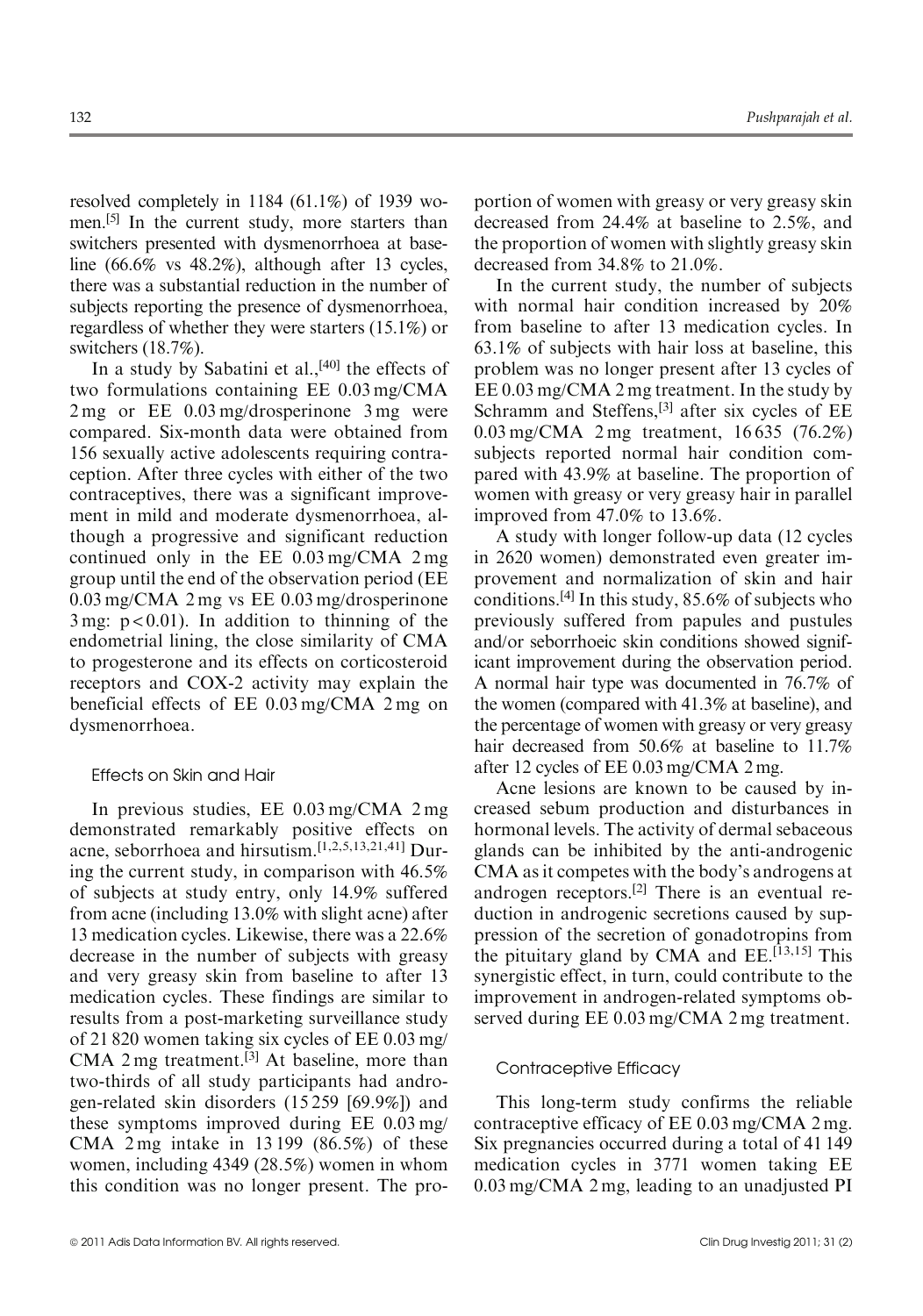resolved completely in 1184 (61.1%) of 1939 women.[5] In the current study, more starters than switchers presented with dysmenorrhoea at baseline (66.6% vs 48.2%), although after 13 cycles, there was a substantial reduction in the number of subjects reporting the presence of dysmenorrhoea, regardless of whether they were starters (15.1%) or switchers (18.7%).

In a study by Sabatini et al.,[40] the effects of two formulations containing EE 0.03 mg/CMA 2 mg or EE 0.03 mg/drosperinone 3 mg were compared. Six-month data were obtained from 156 sexually active adolescents requiring contraception. After three cycles with either of the two contraceptives, there was a significant improvement in mild and moderate dysmenorrhoea, although a progressive and significant reduction continued only in the EE 0.03 mg/CMA 2 mg group until the end of the observation period (EE 0.03 mg/CMA 2 mg vs EE 0.03 mg/drosperinone 3 mg: $p < 0.01$). In addition to thinning of the endometrial lining, the close similarity of CMA to progesterone and its effects on corticosteroid receptors and COX-2 activity may explain the beneficial effects of EE 0.03 mg/CMA 2 mg on dysmenorrhoea.

### Effects on Skin and Hair

In previous studies, EE 0.03 mg/CMA 2 mg demonstrated remarkably positive effects on acne, seborrhoea and hirsutism.[1,2,5,13,21,41] During the current study, in comparison with 46.5% of subjects at study entry, only 14.9% suffered from acne (including 13.0% with slight acne) after 13 medication cycles. Likewise, there was a 22.6% decrease in the number of subjects with greasy and very greasy skin from baseline to after 13 medication cycles. These findings are similar to results from a post-marketing surveillance study of 21 820 women taking six cycles of EE 0.03 mg/CMA 2 mg treatment.[3] At baseline, more than two-thirds of all study participants had androgen-related skin disorders (15 259 [69.9%]) and these symptoms improved during EE 0.03 mg/CMA 2 mg intake in 13 199 (86.5%) of these women, including 4349 (28.5%) women in whom this condition was no longer present. The proportion of women with greasy or very greasy skin decreased from 24.4% at baseline to 2.5%, and the proportion of women with slightly greasy skin decreased from 34.8% to 21.0%.

In the current study, the number of subjects with normal hair condition increased by 20% from baseline to after 13 medication cycles. In 63.1% of subjects with hair loss at baseline, this problem was no longer present after 13 cycles of EE 0.03 mg/CMA 2 mg treatment. In the study by Schramm and Steffens,[3] after six cycles of EE 0.03 mg/CMA 2 mg treatment, 16 635 (76.2%) subjects reported normal hair condition compared with 43.9% at baseline. The proportion of women with greasy or very greasy hair in parallel improved from 47.0% to 13.6%.

A study with longer follow-up data (12 cycles in 2620 women) demonstrated even greater improvement and normalization of skin and hair conditions.[4] In this study, 85.6% of subjects who previously suffered from papules and pustules and/or seborrhoeic skin conditions showed significant improvement during the observation period. A normal hair type was documented in 76.7% of the women (compared with 41.3% at baseline), and the percentage of women with greasy or very greasy hair decreased from 50.6% at baseline to 11.7% after 12 cycles of EE 0.03 mg/CMA 2 mg.

Acne lesions are known to be caused by increased sebum production and disturbances in hormonal levels. The activity of dermal sebaceous glands can be inhibited by the anti-androgenic CMA as it competes with the body's androgens at androgen receptors.[2] There is an eventual reduction in androgenic secretions caused by suppression of the secretion of gonadotropins from the pituitary gland by CMA and EE.[13,15] This synergistic effect, in turn, could contribute to the improvement in androgen-related symptoms observed during EE 0.03 mg/CMA 2 mg treatment.

### Contraceptive Efficacy

This long-term study confirms the reliable contraceptive efficacy of EE 0.03 mg/CMA 2 mg. Six pregnancies occurred during a total of 41 149 medication cycles in 3771 women taking EE 0.03 mg/CMA 2 mg, leading to an unadjusted PI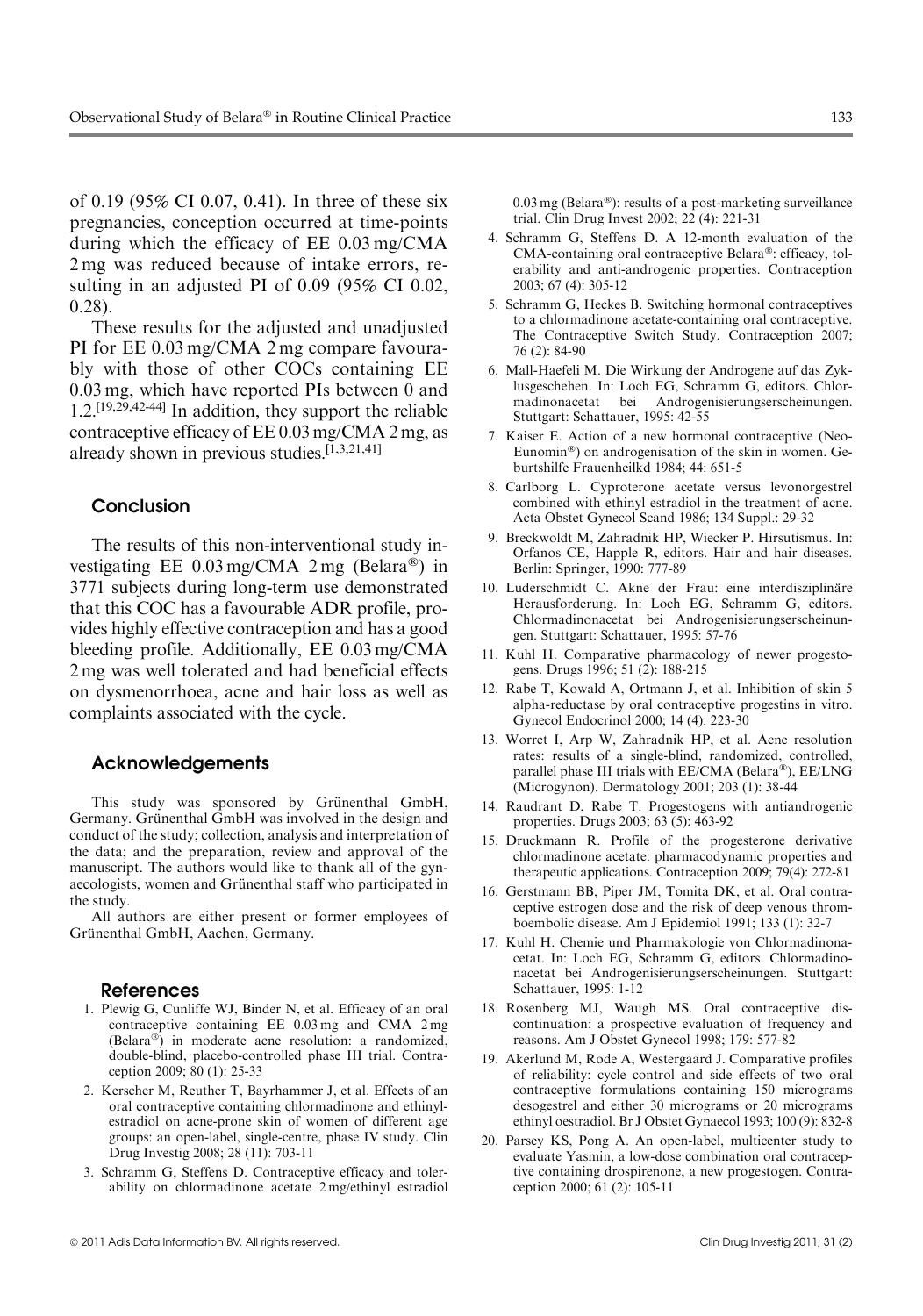of 0.19 (95% CI 0.07, 0.41). In three of these six pregnancies, conception occurred at time-points during which the efficacy of EE 0.03 mg/CMA 2 mg was reduced because of intake errors, resulting in an adjusted PI of 0.09 (95% CI 0.02, 0.28).

These results for the adjusted and unadjusted PI for EE 0.03 mg/CMA 2 mg compare favourably with those of other COCs containing EE 0.03 mg, which have reported PIs between 0 and 1.2.[19,29,42-44] In addition, they support the reliable contraceptive efficacy of EE 0.03 mg/CMA 2 mg, as already shown in previous studies.[1,3,21,41]

## Conclusion

The results of this non-interventional study investigating EE 0.03 mg/CMA 2 mg (Belara®) in 3771 subjects during long-term use demonstrated that this COC has a favourable ADR profile, provides highly effective contraception and has a good bleeding profile. Additionally, EE 0.03 mg/CMA 2 mg was well tolerated and had beneficial effects on dysmenorrhoea, acne and hair loss as well as complaints associated with the cycle.

## Acknowledgements

This study was sponsored by Grünenthal GmbH, Germany. Grünenthal GmbH was involved in the design and conduct of the study; collection, analysis and interpretation of the data; and the preparation, review and approval of the manuscript. The authors would like to thank all of the gynaecologists, women and Grünenthal staff who participated in the study.

All authors are either present or former employees of Grünenthal GmbH, Aachen, Germany.

## References

1. Plewig G, Cunliffe WJ, Binder N, et al. Efficacy of an oral contraceptive containing EE 0.03 mg and CMA 2 mg (Belara®) in moderate acne resolution: a randomized, double-blind, placebo-controlled phase III trial. Contraception 2009; 80 (1): 25-33
2. Kerscher M, Reuther T, Bayrhammer J, et al. Effects of an oral contraceptive containing chlormadinone and ethinylestradiol on acne-prone skin of women of different age groups: an open-label, single-centre, phase IV study. Clin Drug Investig 2008; 28 (11): 703-11
3. Schramm G, Steffens D. Contraceptive efficacy and tolerability on chlormadinone acetate 2 mg/ethinyl estradiol 0.03 mg (Belara®): results of a post-marketing surveillance trial. Clin Drug Invest 2002; 22 (4): 221-31
4. Schramm G, Steffens D. A 12-month evaluation of the CMA-containing oral contraceptive Belara®: efficacy, tolerability and anti-androgenic properties. Contraception 2003; 67 (4): 305-12
5. Schramm G, Heckes B. Switching hormonal contraceptives to a chlormadinone acetate-containing oral contraceptive. The Contraceptive Switch Study. Contraception 2007; 76 (2): 84-90
6. Mall-Haefeli M. Die Wirkung der Androgene auf das Zyklusgeschehen. In: Loch EG, Schramm G, editors. Chlormadinonacetat bei Androgenisierungserscheinungen. Stuttgart: Schattauer, 1995: 42-55
7. Kaiser E. Action of a new hormonal contraceptive (Neo-Eunomin®) on androgenisation of the skin in women. Geburtshilfe Frauenheilkd 1984; 44: 651-5
8. Carlborg L. Cyproterone acetate versus levonorgestrel combined with ethinyl estradiol in the treatment of acne. Acta Obstet Gynecol Scand 1986; 134 Suppl.: 29-32
9. Breckwoldt M, Zahradnik HP, Wiecker P. Hirsutismus. In: Orfanos CE, Happle R, editors. Hair and hair diseases. Berlin: Springer, 1990: 777-89
10. Luderschmidt C. Akne der Frau: eine interdisziplinäre Herausforderung. In: Loch EG, Schramm G, editors. Chlormadinonacetat bei Androgenisierungserscheinungen. Stuttgart: Schattauer, 1995: 57-76
11. Kuhl H. Comparative pharmacology of newer progestogens. Drugs 1996; 51 (2): 188-215
12. Rabe T, Kowald A, Ortmann J, et al. Inhibition of skin 5 alpha-reductase by oral contraceptive progestins in vitro. Gynecol Endocrinol 2000; 14 (4): 223-30
13. Worret I, Arp W, Zahradnik HP, et al. Acne resolution rates: results of a single-blind, randomized, controlled, parallel phase III trials with EE/CMA (Belara®), EE/LNG (Microgynon). Dermatology 2001; 203 (1): 38-44
14. Raudrant D, Rabe T. Progestogens with antiandrogenic properties. Drugs 2003; 63 (5): 463-92
15. Druckmann R. Profile of the progesterone derivative chlormadinone acetate: pharmacodynamic properties and therapeutic applications. Contraception 2009; 79(4): 272-81
16. Gerstmann BB, Piper JM, Tomita DK, et al. Oral contraceptive estrogen dose and the risk of deep venous thromboembolic disease. Am J Epidemiol 1991; 133 (1): 32-7
17. Kuhl H. Chemie und Pharmakologie von Chlormadinonacetat. In: Loch EG, Schramm G, editors. Chlormadinonacetat bei Androgenisierungserscheinungen. Stuttgart: Schattauer, 1995: 1-12
18. Rosenberg MJ, Waugh MS. Oral contraceptive discontinuation: a prospective evaluation of frequency and reasons. Am J Obstet Gynecol 1998; 179: 577-82
19. Akerlund M, Rode A, Westergaard J. Comparative profiles of reliability: cycle control and side effects of two oral contraceptive formulations containing 150 micrograms desogestrel and either 30 micrograms or 20 micrograms ethinyl oestradiol. Br J Obstet Gynaecol 1993; 100 (9): 832-8
20. Parsey KS, Pong A. An open-label, multicenter study to evaluate Yasmin, a low-dose combination oral contraceptive containing drospirenone, a new progestogen. Contraception 2000; 61 (2): 105-11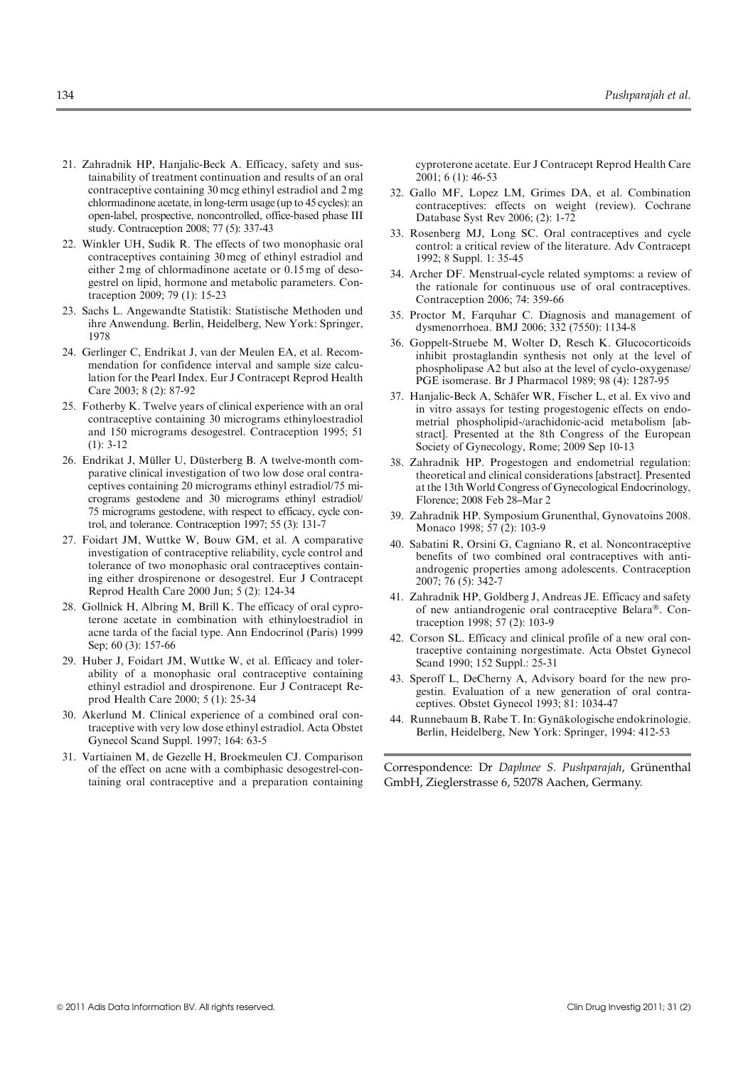21. Zahradnik HP, Hanjalic-Beck A. Efficacy, safety and sustainability of treatment continuation and results of an oral contraceptive containing 30 mcg ethinyl estradiol and 2 mg chlormadinone acetate, in long-term usage (up to 45 cycles): an open-label, prospective, noncontrolled, office-based phase III study. Contraception 2008; 77 (5): 337-43
22. Winkler UH, Sudik R. The effects of two monophasic oral contraceptives containing 30 mcg of ethinyl estradiol and either 2 mg of chlormadinone acetate or 0.15 mg of desogestrel on lipid, hormone and metabolic parameters. Contraception 2009; 79 (1): 15-23
23. Sachs L. Angewandte Statistik: Statistische Methoden und ihre Anwendung. Berlin, Heidelberg, New York: Springer, 1978
24. Gerlinger C, Endrikat J, van der Meulen EA, et al. Recommendation for confidence interval and sample size calculation for the Pearl Index. Eur J Contracept Reprod Health Care 2003; 8 (2): 87-92
25. Fotherby K. Twelve years of clinical experience with an oral contraceptive containing 30 micrograms ethinyloestradiol and 150 micrograms desogestrel. Contraception 1995; 51 (1): 3-12
26. Endrikat J, Müller U, Düsterberg B. A twelve-month comparative clinical investigation of two low dose oral contraceptives containing 20 micrograms ethinyl estradiol/75 micrograms gestodene and 30 micrograms ethinyl estradiol/75 micrograms gestodene, with respect to efficacy, cycle control, and tolerance. Contraception 1997; 55 (3): 131-7
27. Foidart JM, Wuttke W, Bouw GM, et al. A comparative investigation of contraceptive reliability, cycle control and tolerance of two monophasic oral contraceptives containing either drospirenone or desogestrel. Eur J Contracept Reprod Health Care 2000 Jun; 5 (2): 124-34
28. Gollnick H, Albring M, Brill K. The efficacy of oral cyproterone acetate in combination with ethinyloestradiol in acne tarda of the facial type. Ann Endocrinol (Paris) 1999 Sep; 60 (3): 157-66
29. Huber J, Foidart JM, Wuttke W, et al. Efficacy and tolerability of a monophasic oral contraceptive containing ethinyl estradiol and drospirenone. Eur J Contracept Reprod Health Care 2000; 5 (1): 25-34
30. Akerlund M. Clinical experience of a combined oral contraceptive with very low dose ethinyl estradiol. Acta Obstet Gynecol Scand Suppl. 1997; 164: 63-5
31. Vartiainen M, de Gezelle H, Broekmeulen CJ. Comparison of the effect on acne with a combiphasic desogestrel-containing oral contraceptive and a preparation containing cyproterone acetate. Eur J Contracept Reprod Health Care 2001; 6 (1): 46-53
32. Gallo MF, Lopez LM, Grimes DA, et al. Combination contraceptives: effects on weight (review). Cochrane Database Syst Rev 2006; (2): 1-72
33. Rosenberg MJ, Long SC. Oral contraceptives and cycle control: a critical review of the literature. Adv Contracept 1992; 8 Suppl. 1: 35-45
34. Archer DF. Menstrual-cycle related symptoms: a review of the rationale for continuous use of oral contraceptives. Contraception 2006; 74: 359-66
35. Proctor M, Farquhar C. Diagnosis and management of dysmenorrhoea. BMJ 2006; 332 (7550): 1134-8
36. Goppelt-Struebe M, Wolter D, Resch K. Glucocorticoids inhibit prostaglandin synthesis not only at the level of phospholipase A2 but also at the level of cyclo-oxygenase/PGE isomerase. Br J Pharmacol 1989; 98 (4): 1287-95
37. Hanjalic-Beck A, Schäfer WR, Fischer L, et al. Ex vivo and in vitro assays for testing progestogenic effects on endometrial phospholipid-/arachidonic-acid metabolism [abstract]. Presented at the 8th Congress of the European Society of Gynecology, Rome; 2009 Sep 10-13
38. Zahradnik HP. Progestogen and endometrial regulation: theoretical and clinical considerations [abstract]. Presented at the 13th World Congress of Gynecological Endocrinology, Florence; 2008 Feb 28–Mar 2
39. Zahradnik HP. Symposium Grunenthal, Gynovatoins 2008. Monaco 1998; 57 (2): 103-9
40. Sabatini R, Orsini G, Cagniano R, et al. Noncontraceptive benefits of two combined oral contraceptives with antiandrogenic properties among adolescents. Contraception 2007; 76 (5): 342-7
41. Zahradnik HP, Goldberg J, Andreas JE. Efficacy and safety of new antiandrogenic oral contraceptive Belara®. Contraception 1998; 57 (2): 103-9
42. Corson SL. Efficacy and clinical profile of a new oral contraceptive containing norgestimate. Acta Obstet Gynecol Scand 1990; 152 Suppl.: 25-31
43. Speroff L, DeCherny A, Advisory board for the new progestin. Evaluation of a new generation of oral contraceptives. Obstet Gynecol 1993; 81: 1034-47
44. Runnebaum B, Rabe T. In: Gynäkologische endokrinologie. Berlin, Heidelberg, New York: Springer, 1994: 412-53

Correspondence: Dr *Daphnee S. Pushparajah*, Grünenthal GmbH, Zieglerstrasse 6, 52078 Aachen, Germany.